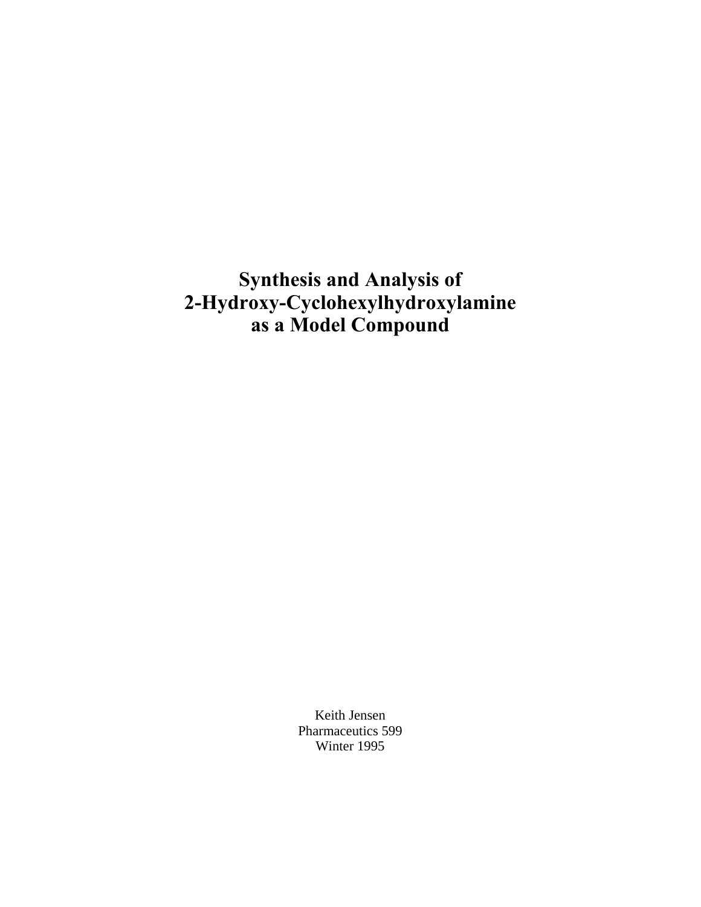# Synthesis and Analysis of 2-Hydroxy-Cyclohexylhydroxylamine as a Model Compound

Keith Jensen
Pharmaceutics 599
Winter 1995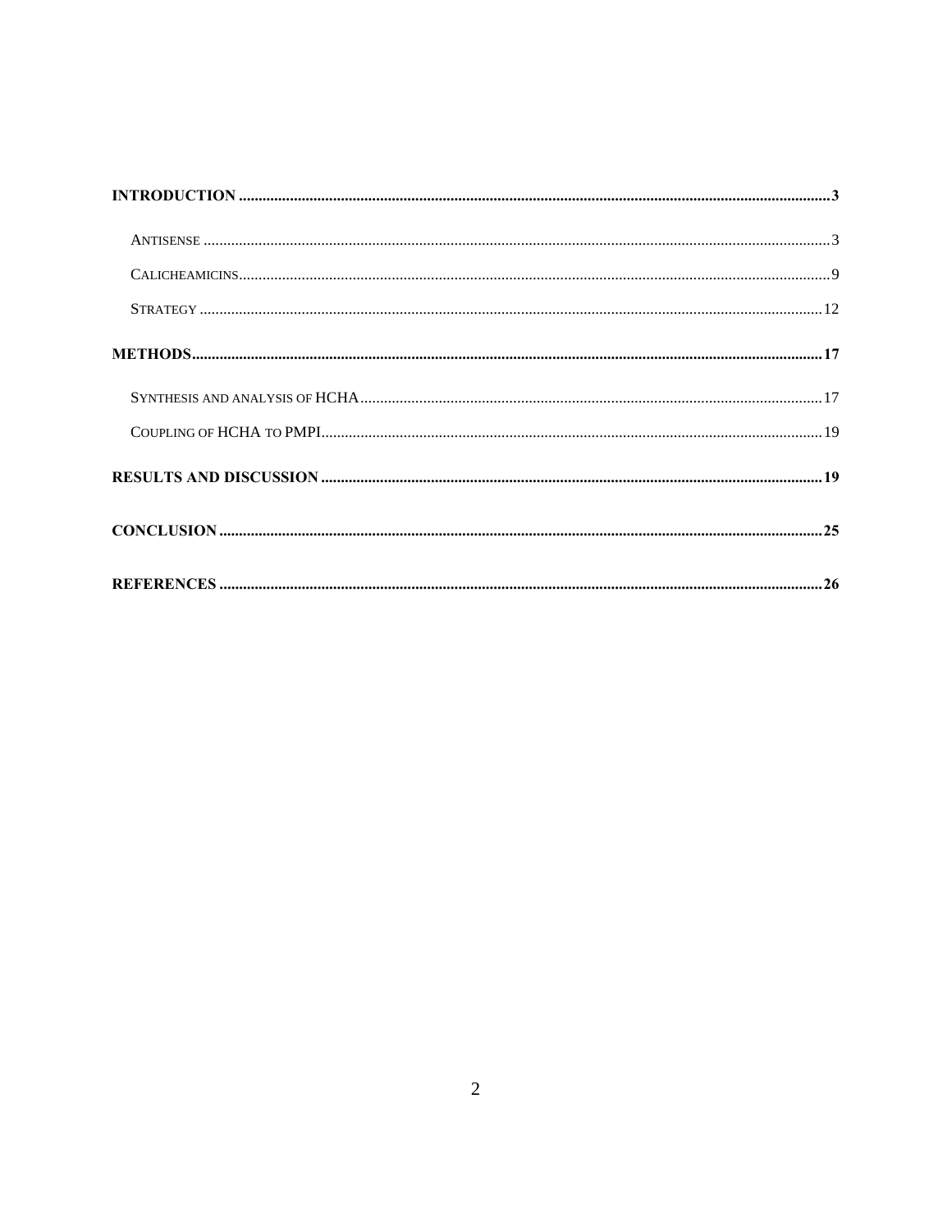**INTRODUCTION** .......................................................................................... **3**

- ANTISENSE .......................................................................................... 3
- CALICHEAMICINS .......................................................................................... 9
- STRATEGY .......................................................................................... 12

**METHODS** .......................................................................................... **17**

- SYNTHESIS AND ANALYSIS OF HCHA .......................................................................................... 17
- COUPLING OF HCHA TO PMPI .......................................................................................... 19

**RESULTS AND DISCUSSION** .......................................................................................... **19**

**CONCLUSION** .......................................................................................... **25**

**REFERENCES** .......................................................................................... **26**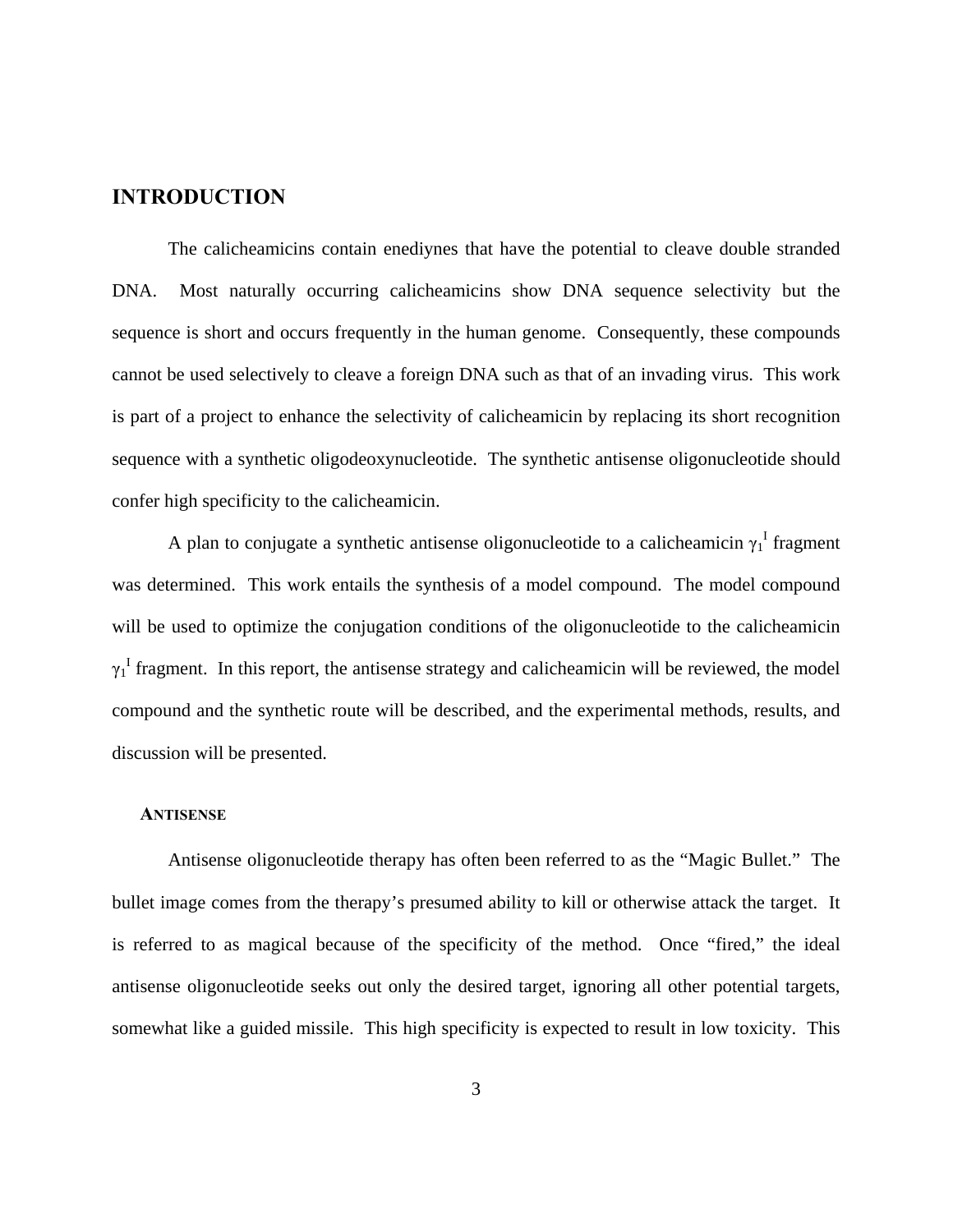# INTRODUCTION

The calicheamicins contain enediynes that have the potential to cleave double stranded DNA. Most naturally occurring calicheamicins show DNA sequence selectivity but the sequence is short and occurs frequently in the human genome. Consequently, these compounds cannot be used selectively to cleave a foreign DNA such as that of an invading virus. This work is part of a project to enhance the selectivity of calicheamicin by replacing its short recognition sequence with a synthetic oligodeoxynucleotide. The synthetic antisense oligonucleotide should confer high specificity to the calicheamicin.

A plan to conjugate a synthetic antisense oligonucleotide to a calicheamicin $\gamma_1^I$ fragment was determined. This work entails the synthesis of a model compound. The model compound will be used to optimize the conjugation conditions of the oligonucleotide to the calicheamicin $\gamma_1^I$ fragment. In this report, the antisense strategy and calicheamicin will be reviewed, the model compound and the synthetic route will be described, and the experimental methods, results, and discussion will be presented.

## ANTISENSE

Antisense oligonucleotide therapy has often been referred to as the "Magic Bullet." The bullet image comes from the therapy's presumed ability to kill or otherwise attack the target. It is referred to as magical because of the specificity of the method. Once "fired," the ideal antisense oligonucleotide seeks out only the desired target, ignoring all other potential targets, somewhat like a guided missile. This high specificity is expected to result in low toxicity. This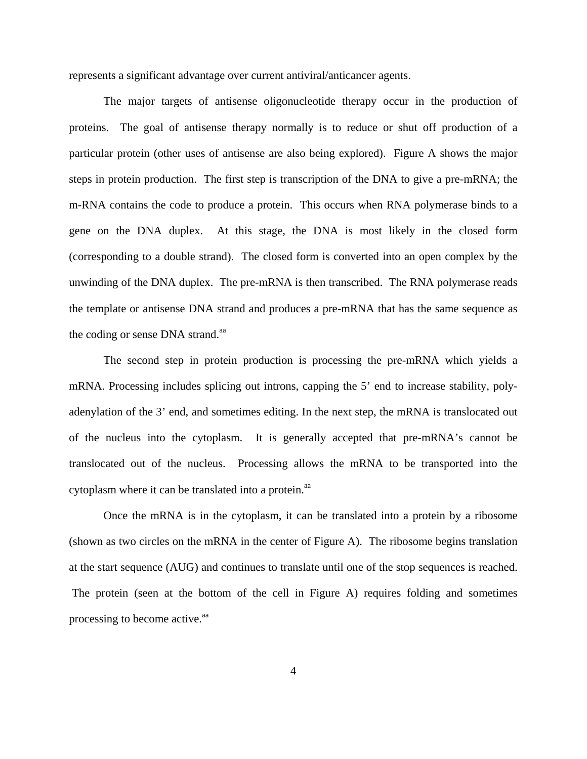represents a significant advantage over current antiviral/anticancer agents.

The major targets of antisense oligonucleotide therapy occur in the production of proteins. The goal of antisense therapy normally is to reduce or shut off production of a particular protein (other uses of antisense are also being explored). Figure A shows the major steps in protein production. The first step is transcription of the DNA to give a pre-mRNA; the m-RNA contains the code to produce a protein. This occurs when RNA polymerase binds to a gene on the DNA duplex. At this stage, the DNA is most likely in the closed form (corresponding to a double strand). The closed form is converted into an open complex by the unwinding of the DNA duplex. The pre-mRNA is then transcribed. The RNA polymerase reads the template or antisense DNA strand and produces a pre-mRNA that has the same sequence as the coding or sense DNA strand.[aa]

The second step in protein production is processing the pre-mRNA which yields a mRNA. Processing includes splicing out introns, capping the 5' end to increase stability, poly-adenylation of the 3' end, and sometimes editing. In the next step, the mRNA is translocated out of the nucleus into the cytoplasm. It is generally accepted that pre-mRNA's cannot be translocated out of the nucleus. Processing allows the mRNA to be transported into the cytoplasm where it can be translated into a protein.[aa]

Once the mRNA is in the cytoplasm, it can be translated into a protein by a ribosome (shown as two circles on the mRNA in the center of Figure A). The ribosome begins translation at the start sequence (AUG) and continues to translate until one of the stop sequences is reached. The protein (seen at the bottom of the cell in Figure A) requires folding and sometimes processing to become active.[aa]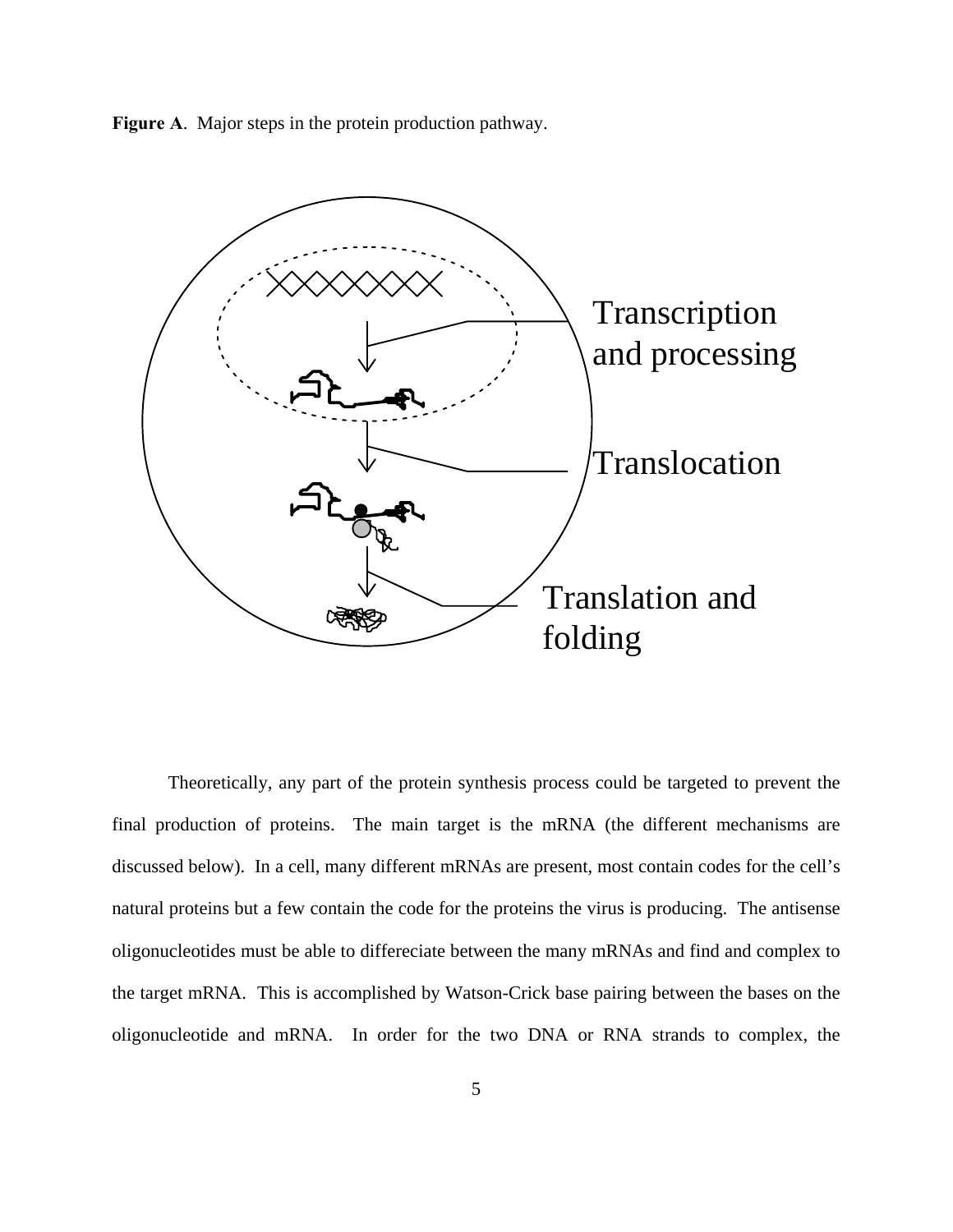**Figure A**. Major steps in the protein production pathway.

Transcription and processing

Translocation

Translation and folding

Theoretically, any part of the protein synthesis process could be targeted to prevent the final production of proteins. The main target is the mRNA (the different mechanisms are discussed below). In a cell, many different mRNAs are present, most contain codes for the cell's natural proteins but a few contain the code for the proteins the virus is producing. The antisense oligonucleotides must be able to differeciate between the many mRNAs and find and complex to the target mRNA. This is accomplished by Watson-Crick base pairing between the bases on the oligonucleotide and mRNA. In order for the two DNA or RNA strands to complex, the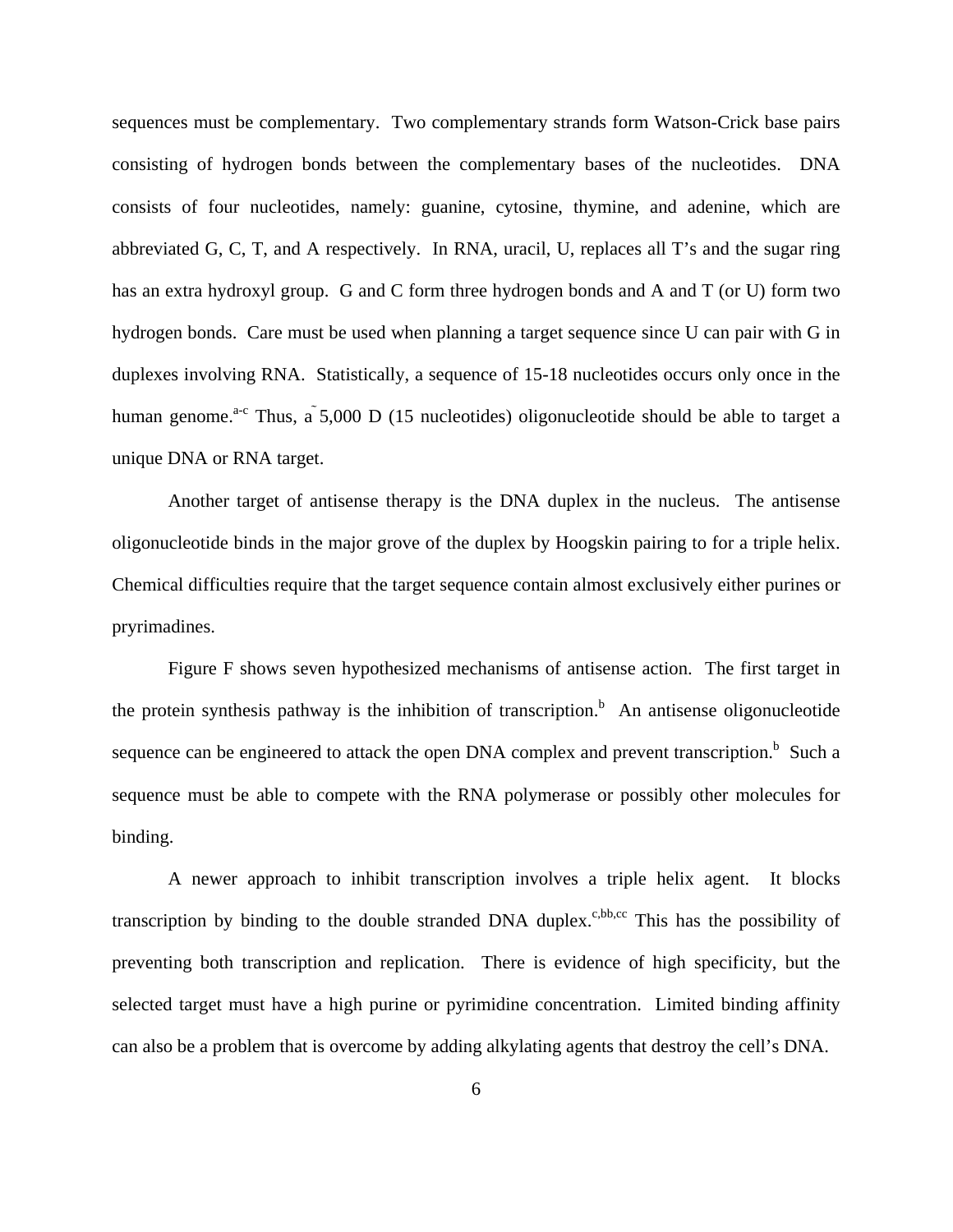sequences must be complementary. Two complementary strands form Watson-Crick base pairs consisting of hydrogen bonds between the complementary bases of the nucleotides. DNA consists of four nucleotides, namely: guanine, cytosine, thymine, and adenine, which are abbreviated G, C, T, and A respectively. In RNA, uracil, U, replaces all T's and the sugar ring has an extra hydroxyl group. G and C form three hydrogen bonds and A and T (or U) form two hydrogen bonds. Care must be used when planning a target sequence since U can pair with G in duplexes involving RNA. Statistically, a sequence of 15-18 nucleotides occurs only once in the human genome.[a-c] Thus, a ˜ 5,000 D (15 nucleotides) oligonucleotide should be able to target a unique DNA or RNA target.

Another target of antisense therapy is the DNA duplex in the nucleus. The antisense oligonucleotide binds in the major grove of the duplex by Hoogskin pairing to for a triple helix. Chemical difficulties require that the target sequence contain almost exclusively either purines or pryrimadines.

Figure F shows seven hypothesized mechanisms of antisense action. The first target in the protein synthesis pathway is the inhibition of transcription.[b] An antisense oligonucleotide sequence can be engineered to attack the open DNA complex and prevent transcription.[b] Such a sequence must be able to compete with the RNA polymerase or possibly other molecules for binding.

A newer approach to inhibit transcription involves a triple helix agent. It blocks transcription by binding to the double stranded DNA duplex.[c,bb,cc] This has the possibility of preventing both transcription and replication. There is evidence of high specificity, but the selected target must have a high purine or pyrimidine concentration. Limited binding affinity can also be a problem that is overcome by adding alkylating agents that destroy the cell's DNA.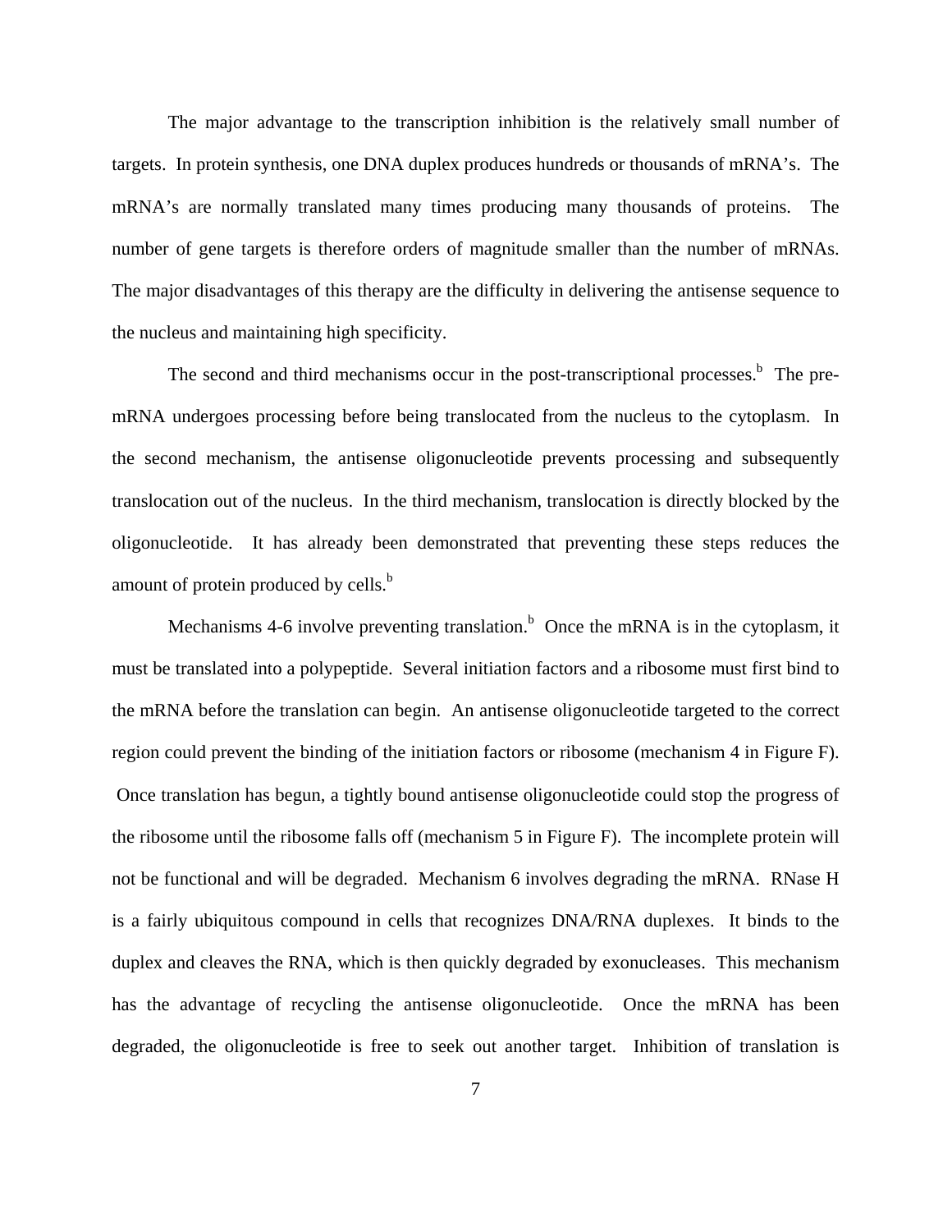The major advantage to the transcription inhibition is the relatively small number of targets. In protein synthesis, one DNA duplex produces hundreds or thousands of mRNA's. The mRNA's are normally translated many times producing many thousands of proteins. The number of gene targets is therefore orders of magnitude smaller than the number of mRNAs. The major disadvantages of this therapy are the difficulty in delivering the antisense sequence to the nucleus and maintaining high specificity.

The second and third mechanisms occur in the post-transcriptional processes.[b] The pre-mRNA undergoes processing before being translocated from the nucleus to the cytoplasm. In the second mechanism, the antisense oligonucleotide prevents processing and subsequently translocation out of the nucleus. In the third mechanism, translocation is directly blocked by the oligonucleotide. It has already been demonstrated that preventing these steps reduces the amount of protein produced by cells.[b]

Mechanisms 4-6 involve preventing translation.[b] Once the mRNA is in the cytoplasm, it must be translated into a polypeptide. Several initiation factors and a ribosome must first bind to the mRNA before the translation can begin. An antisense oligonucleotide targeted to the correct region could prevent the binding of the initiation factors or ribosome (mechanism 4 in Figure F). Once translation has begun, a tightly bound antisense oligonucleotide could stop the progress of the ribosome until the ribosome falls off (mechanism 5 in Figure F). The incomplete protein will not be functional and will be degraded. Mechanism 6 involves degrading the mRNA. RNase H is a fairly ubiquitous compound in cells that recognizes DNA/RNA duplexes. It binds to the duplex and cleaves the RNA, which is then quickly degraded by exonucleases. This mechanism has the advantage of recycling the antisense oligonucleotide. Once the mRNA has been degraded, the oligonucleotide is free to seek out another target. Inhibition of translation is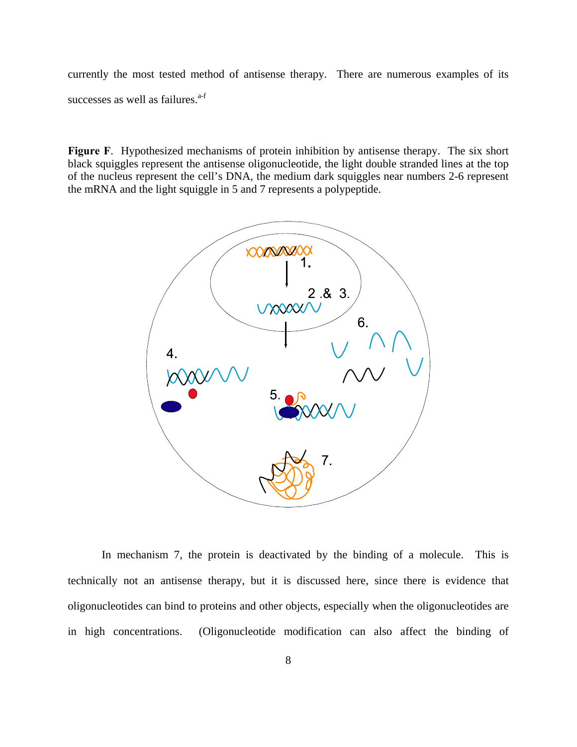currently the most tested method of antisense therapy. There are numerous examples of its successes as well as failures.[a-f]

**Figure F**. Hypothesized mechanisms of protein inhibition by antisense therapy. The six short black squiggles represent the antisense oligonucleotide, the light double stranded lines at the top of the nucleus represent the cell's DNA, the medium dark squiggles near numbers 2-6 represent the mRNA and the light squiggle in 5 and 7 represents a polypeptide.

In mechanism 7, the protein is deactivated by the binding of a molecule. This is technically not an antisense therapy, but it is discussed here, since there is evidence that oligonucleotides can bind to proteins and other objects, especially when the oligonucleotides are in high concentrations. (Oligonucleotide modification can also affect the binding of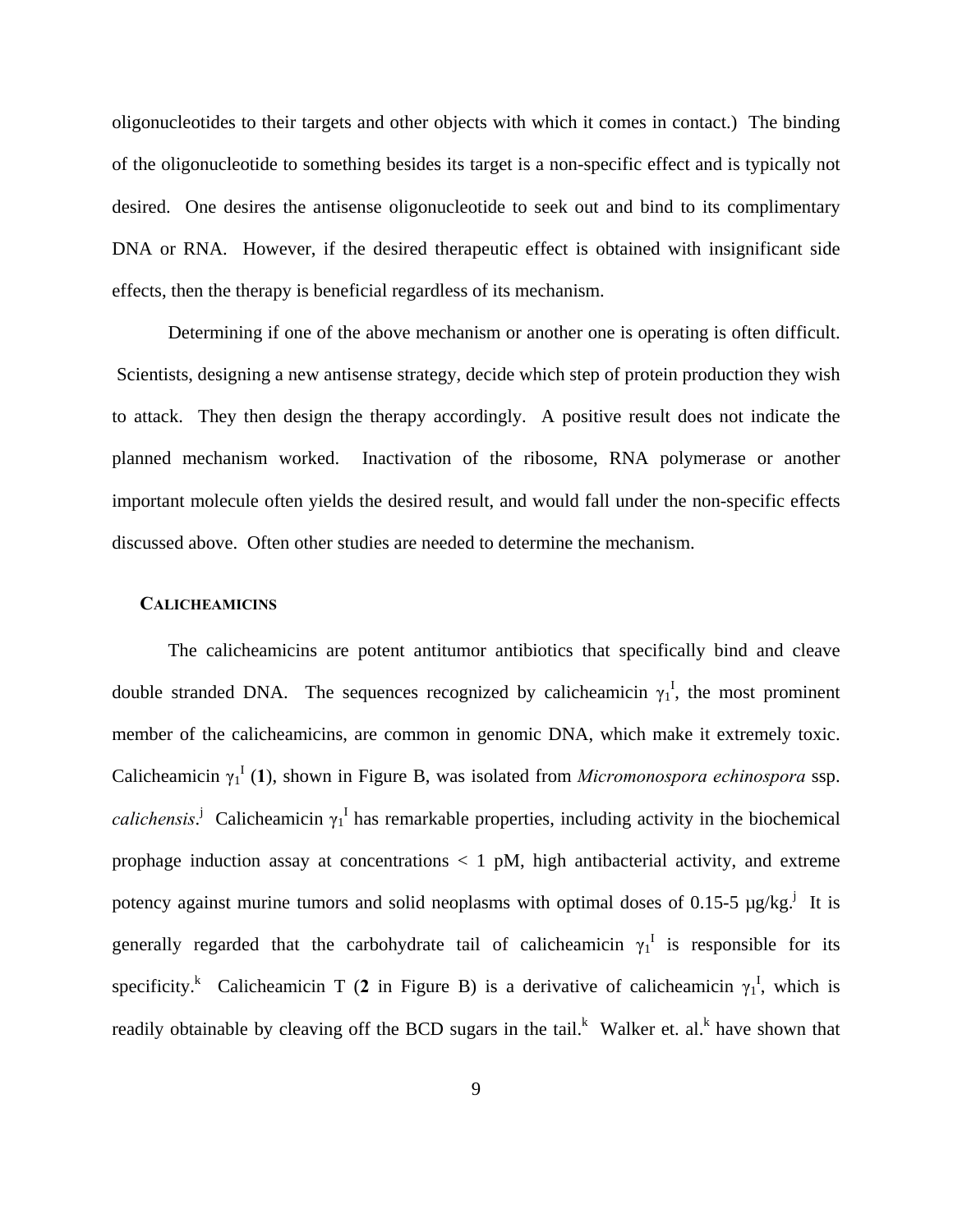oligonucleotides to their targets and other objects with which it comes in contact.) The binding of the oligonucleotide to something besides its target is a non-specific effect and is typically not desired. One desires the antisense oligonucleotide to seek out and bind to its complimentary DNA or RNA. However, if the desired therapeutic effect is obtained with insignificant side effects, then the therapy is beneficial regardless of its mechanism.

Determining if one of the above mechanism or another one is operating is often difficult. Scientists, designing a new antisense strategy, decide which step of protein production they wish to attack. They then design the therapy accordingly. A positive result does not indicate the planned mechanism worked. Inactivation of the ribosome, RNA polymerase or another important molecule often yields the desired result, and would fall under the non-specific effects discussed above. Often other studies are needed to determine the mechanism.

## CALICHEAMICINS

The calicheamicins are potent antitumor antibiotics that specifically bind and cleave double stranded DNA. The sequences recognized by calicheamicin $\gamma_1^I$, the most prominent member of the calicheamicins, are common in genomic DNA, which make it extremely toxic. Calicheamicin $\gamma_1^I$ (**1**), shown in Figure B, was isolated from *Micromonospora echinospora* ssp. *calichensis*.[j] Calicheamicin $\gamma_1^I$ has remarkable properties, including activity in the biochemical prophage induction assay at concentrations < 1 pM, high antibacterial activity, and extreme potency against murine tumors and solid neoplasms with optimal doses of 0.15-5 µg/kg.[j] It is generally regarded that the carbohydrate tail of calicheamicin $\gamma_1^I$ is responsible for its specificity.[k] Calicheamicin T (**2** in Figure B) is a derivative of calicheamicin $\gamma_1^I$, which is readily obtainable by cleaving off the BCD sugars in the tail.[k] Walker et. al.[k] have shown that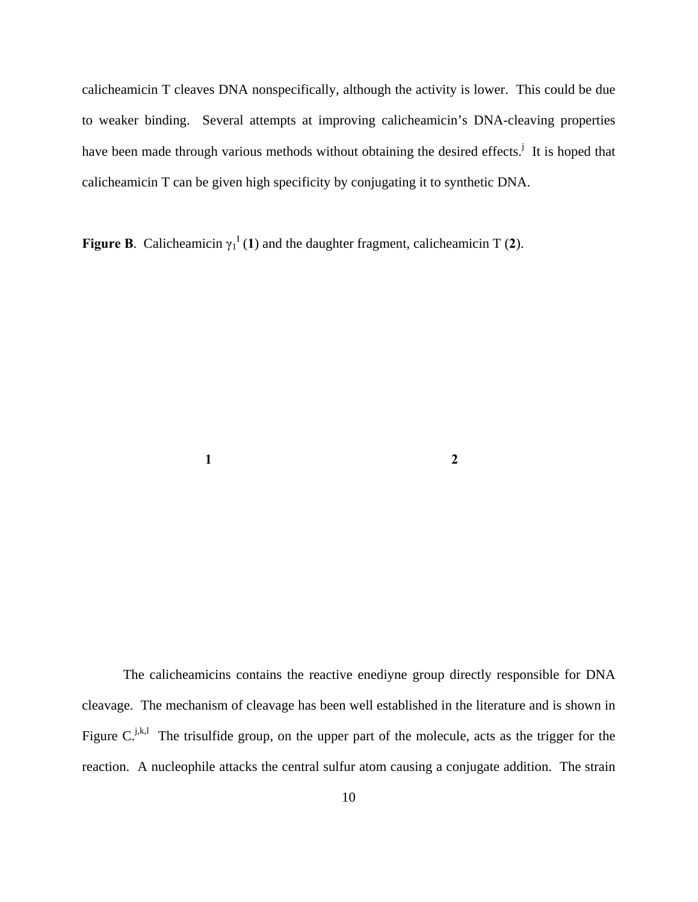calicheamicin T cleaves DNA nonspecifically, although the activity is lower. This could be due to weaker binding. Several attempts at improving calicheamicin's DNA-cleaving properties have been made through various methods without obtaining the desired effects.[j] It is hoped that calicheamicin T can be given high specificity by conjugating it to synthetic DNA.

**Figure B**. Calicheamicin $\gamma_1^I$ (**1**) and the daughter fragment, calicheamicin T (**2**).

**1** **2**

The calicheamicins contains the reactive enediyne group directly responsible for DNA cleavage. The mechanism of cleavage has been well established in the literature and is shown in Figure C.[j,k,l] The trisulfide group, on the upper part of the molecule, acts as the trigger for the reaction. A nucleophile attacks the central sulfur atom causing a conjugate addition. The strain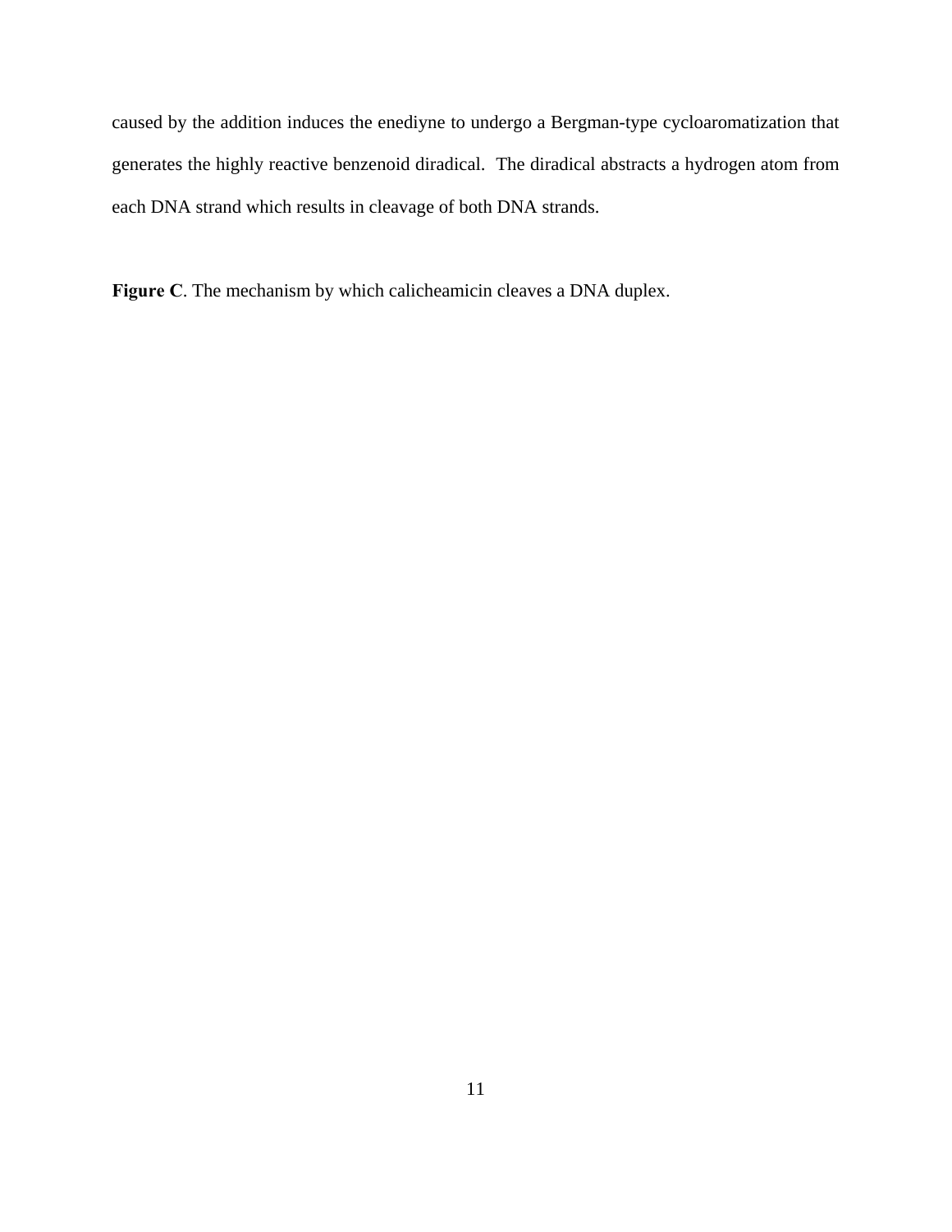caused by the addition induces the enediyne to undergo a Bergman-type cycloaromatization that generates the highly reactive benzenoid diradical. The diradical abstracts a hydrogen atom from each DNA strand which results in cleavage of both DNA strands.

**Figure C**. The mechanism by which calicheamicin cleaves a DNA duplex.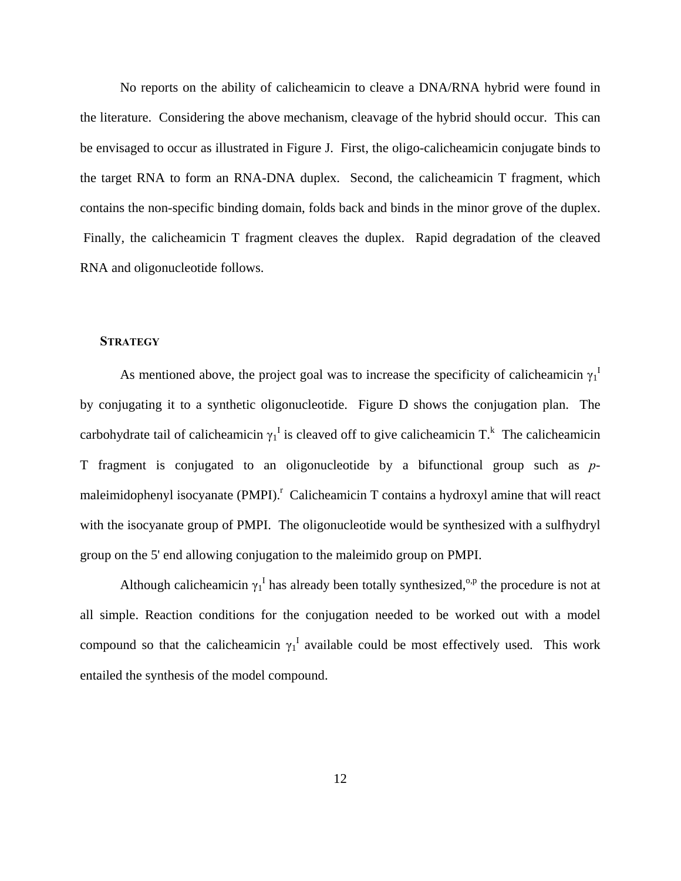No reports on the ability of calicheamicin to cleave a DNA/RNA hybrid were found in the literature. Considering the above mechanism, cleavage of the hybrid should occur. This can be envisaged to occur as illustrated in Figure J. First, the oligo-calicheamicin conjugate binds to the target RNA to form an RNA-DNA duplex. Second, the calicheamicin T fragment, which contains the non-specific binding domain, folds back and binds in the minor grove of the duplex. Finally, the calicheamicin T fragment cleaves the duplex. Rapid degradation of the cleaved RNA and oligonucleotide follows.

## STRATEGY

As mentioned above, the project goal was to increase the specificity of calicheamicin $\gamma_1^I$ by conjugating it to a synthetic oligonucleotide. Figure D shows the conjugation plan. The carbohydrate tail of calicheamicin $\gamma_1^I$ is cleaved off to give calicheamicin T.[k] The calicheamicin T fragment is conjugated to an oligonucleotide by a bifunctional group such as *p*-maleimidophenyl isocyanate (PMPI).[r] Calicheamicin T contains a hydroxyl amine that will react with the isocyanate group of PMPI. The oligonucleotide would be synthesized with a sulfhydryl group on the 5' end allowing conjugation to the maleimido group on PMPI.

Although calicheamicin $\gamma_1^I$ has already been totally synthesized,[o,p] the procedure is not at all simple. Reaction conditions for the conjugation needed to be worked out with a model compound so that the calicheamicin $\gamma_1^I$ available could be most effectively used. This work entailed the synthesis of the model compound.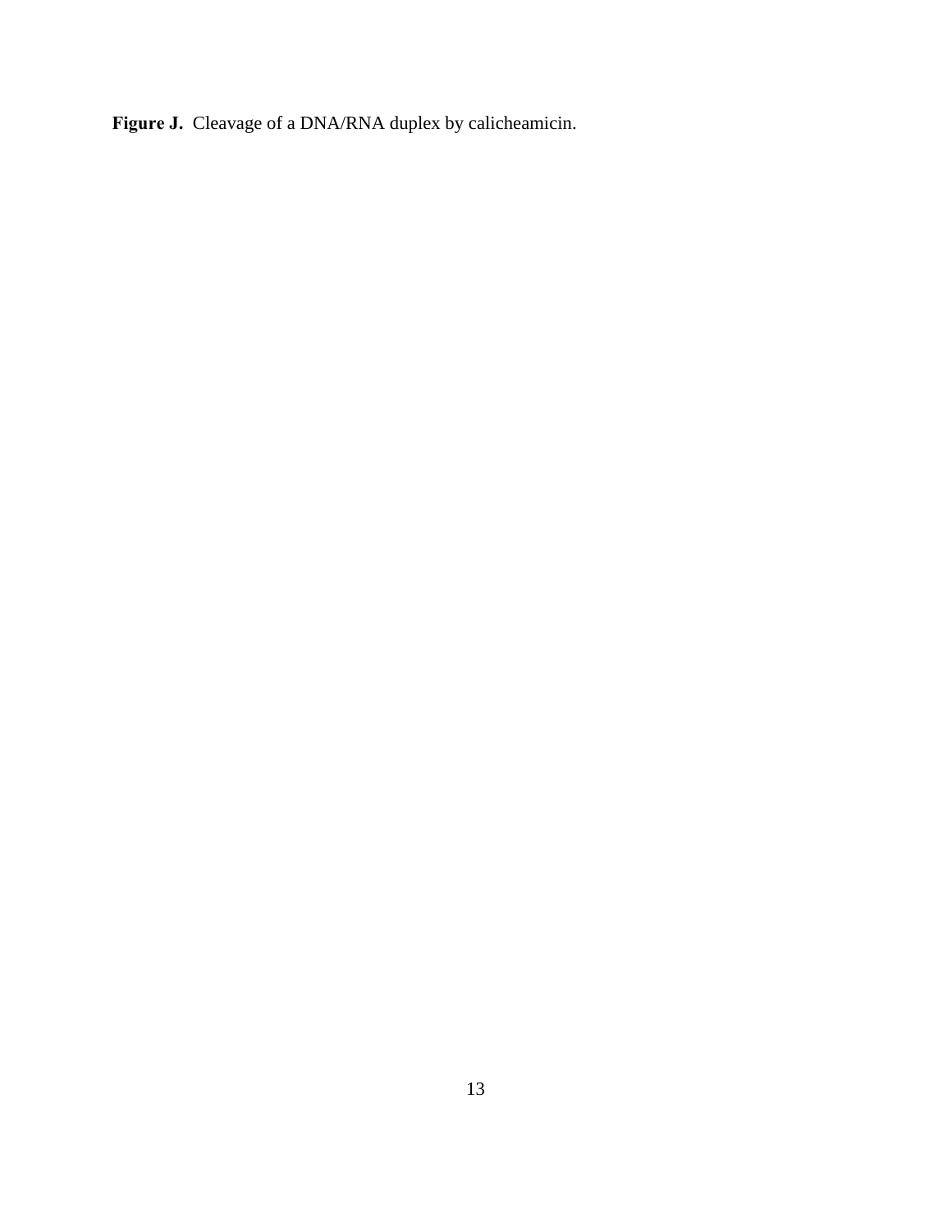**Figure J.** Cleavage of a DNA/RNA duplex by calicheamicin.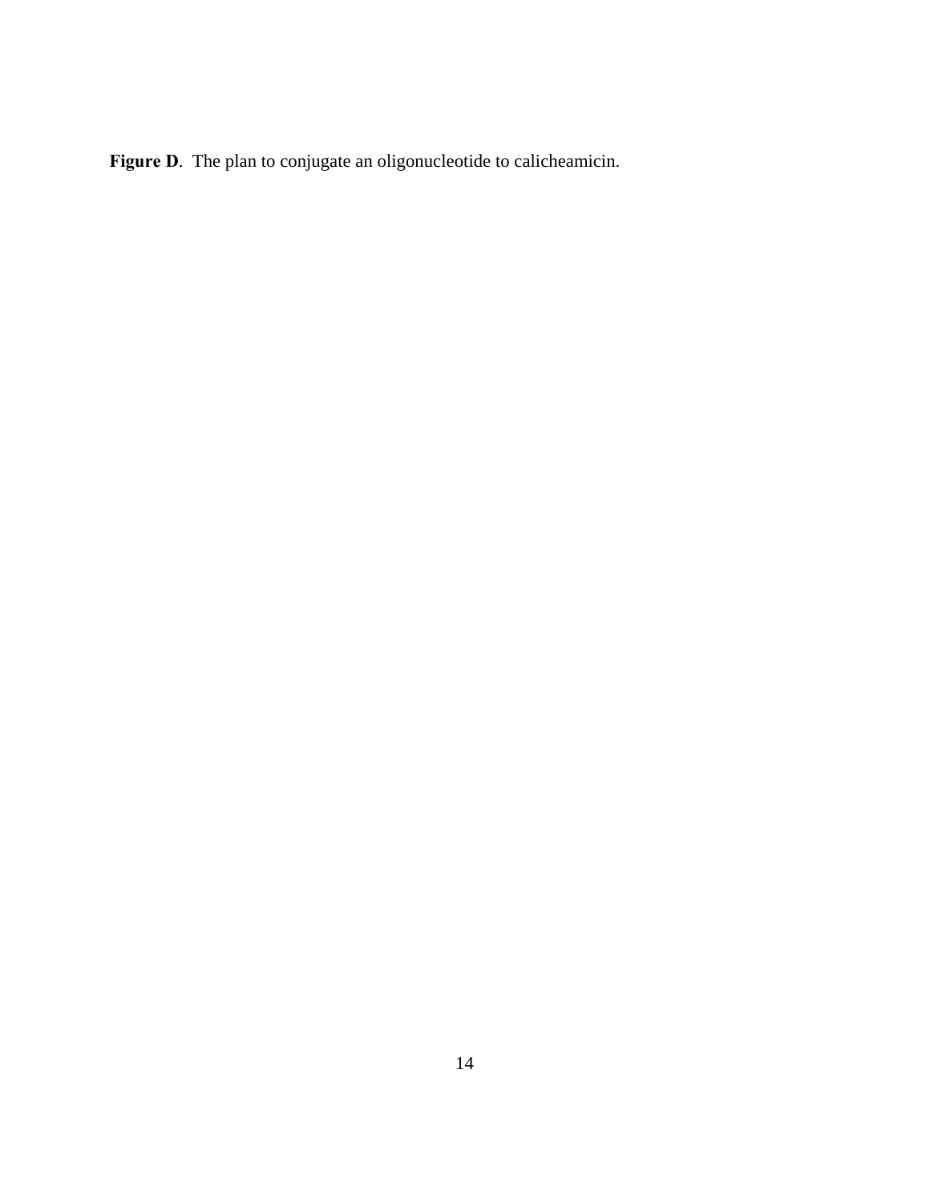**Figure D**. The plan to conjugate an oligonucleotide to calicheamicin.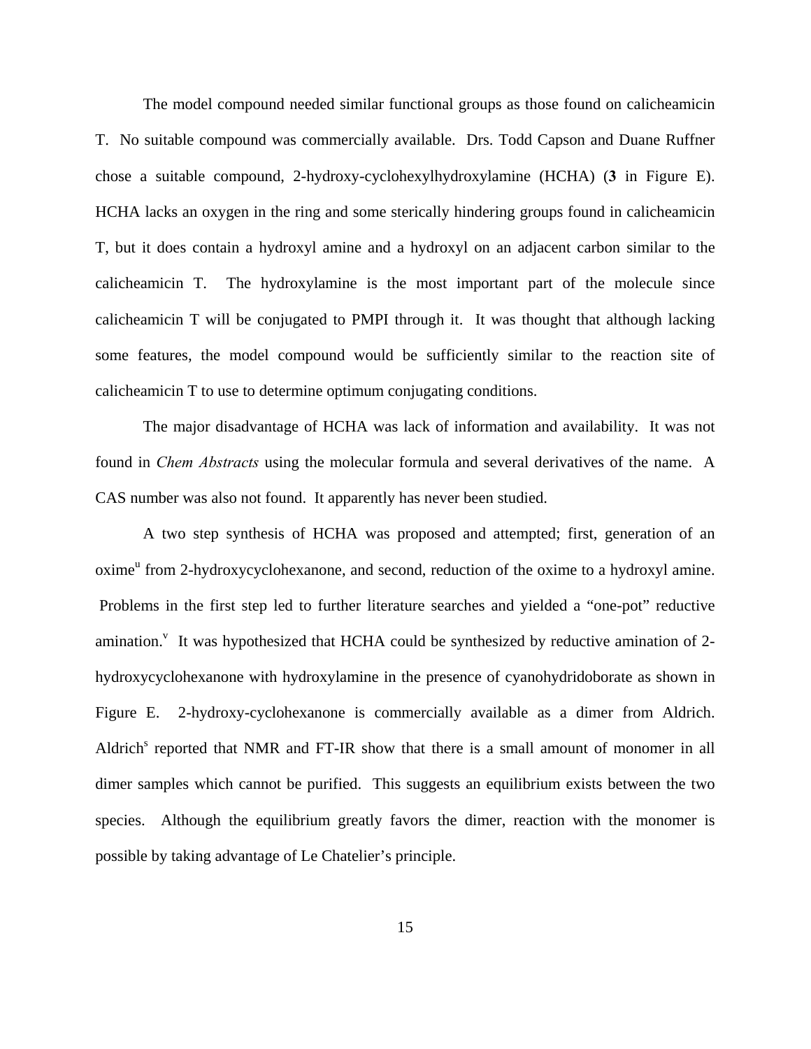The model compound needed similar functional groups as those found on calicheamicin T. No suitable compound was commercially available. Drs. Todd Capson and Duane Ruffner chose a suitable compound, 2-hydroxy-cyclohexylhydroxylamine (HCHA) (**3** in Figure E). HCHA lacks an oxygen in the ring and some sterically hindering groups found in calicheamicin T, but it does contain a hydroxyl amine and a hydroxyl on an adjacent carbon similar to the calicheamicin T. The hydroxylamine is the most important part of the molecule since calicheamicin T will be conjugated to PMPI through it. It was thought that although lacking some features, the model compound would be sufficiently similar to the reaction site of calicheamicin T to use to determine optimum conjugating conditions.

The major disadvantage of HCHA was lack of information and availability. It was not found in *Chem Abstracts* using the molecular formula and several derivatives of the name. A CAS number was also not found. It apparently has never been studied.

A two step synthesis of HCHA was proposed and attempted; first, generation of an oxime[u] from 2-hydroxycyclohexanone, and second, reduction of the oxime to a hydroxyl amine. Problems in the first step led to further literature searches and yielded a "one-pot" reductive amination.[v] It was hypothesized that HCHA could be synthesized by reductive amination of 2-hydroxycyclohexanone with hydroxylamine in the presence of cyanohydridoborate as shown in Figure E. 2-hydroxy-cyclohexanone is commercially available as a dimer from Aldrich. Aldrich[s] reported that NMR and FT-IR show that there is a small amount of monomer in all dimer samples which cannot be purified. This suggests an equilibrium exists between the two species. Although the equilibrium greatly favors the dimer, reaction with the monomer is possible by taking advantage of Le Chatelier's principle.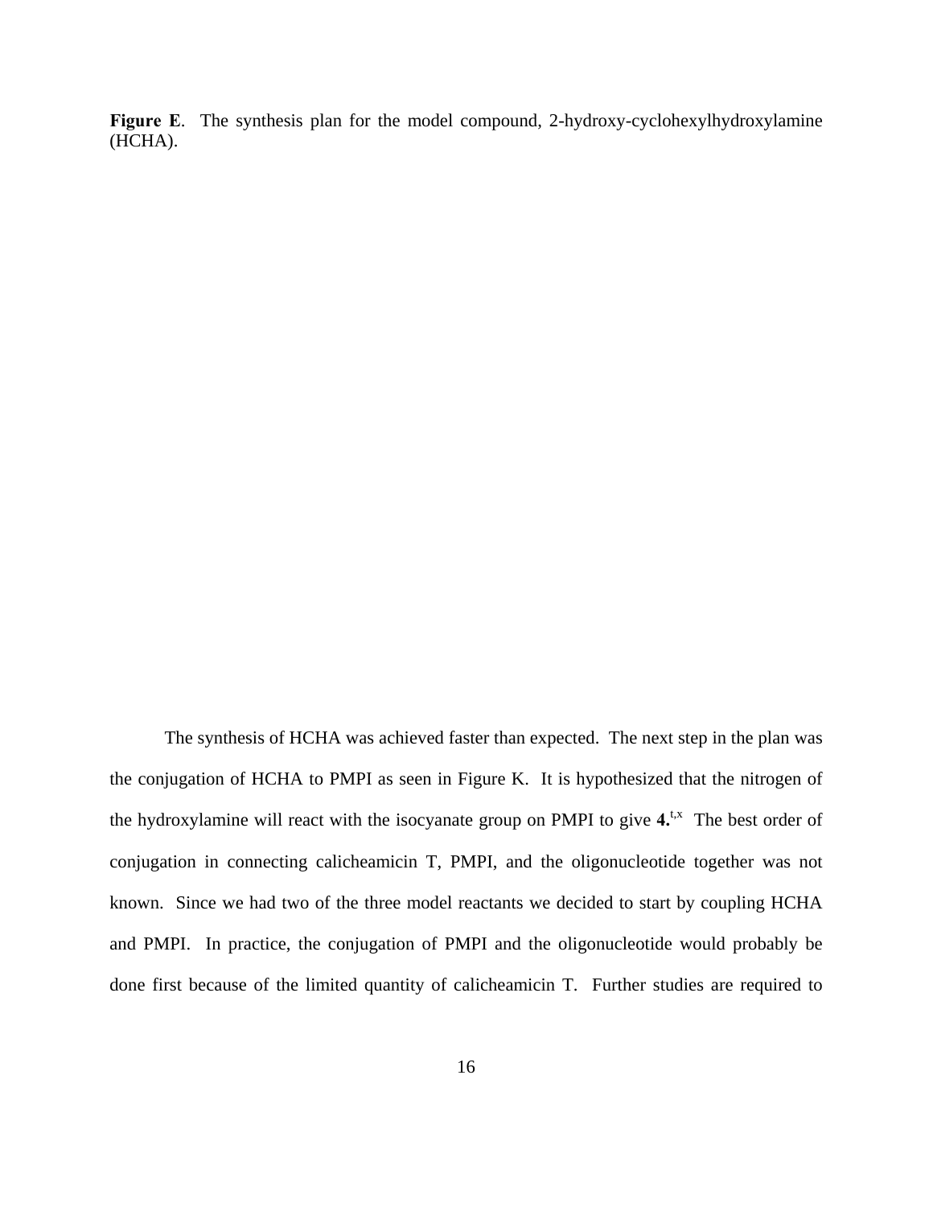**Figure E**. The synthesis plan for the model compound, 2-hydroxy-cyclohexylhydroxylamine (HCHA).

The synthesis of HCHA was achieved faster than expected. The next step in the plan was the conjugation of HCHA to PMPI as seen in Figure K. It is hypothesized that the nitrogen of the hydroxylamine will react with the isocyanate group on PMPI to give **4.**[t,x] The best order of conjugation in connecting calicheamicin T, PMPI, and the oligonucleotide together was not known. Since we had two of the three model reactants we decided to start by coupling HCHA and PMPI. In practice, the conjugation of PMPI and the oligonucleotide would probably be done first because of the limited quantity of calicheamicin T. Further studies are required to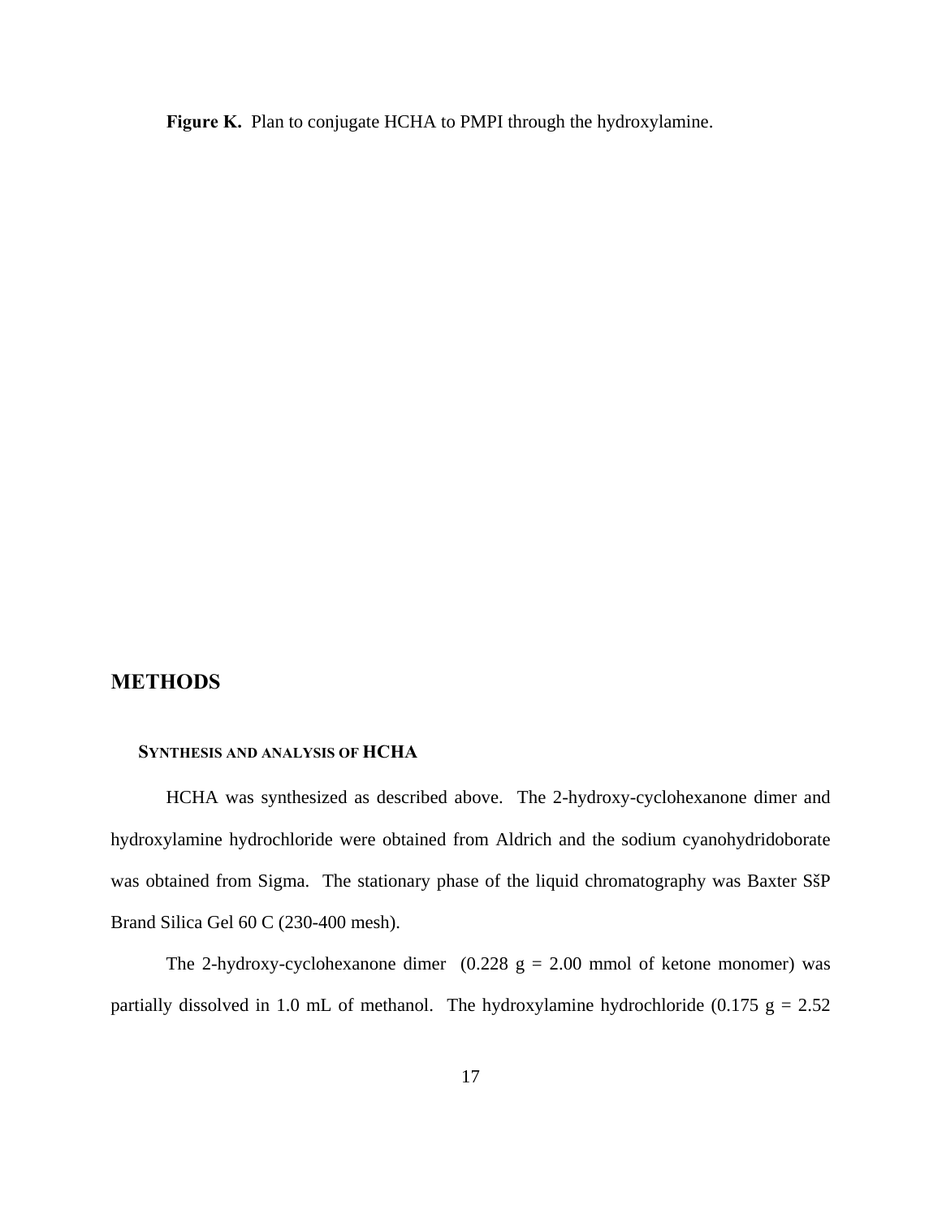**Figure K.** Plan to conjugate HCHA to PMPI through the hydroxylamine.

## METHODS

### SYNTHESIS AND ANALYSIS OF HCHA

HCHA was synthesized as described above. The 2-hydroxy-cyclohexanone dimer and hydroxylamine hydrochloride were obtained from Aldrich and the sodium cyanohydridoborate was obtained from Sigma. The stationary phase of the liquid chromatography was Baxter SšP Brand Silica Gel 60 C (230-400 mesh).

The 2-hydroxy-cyclohexanone dimer (0.228 g = 2.00 mmol of ketone monomer) was partially dissolved in 1.0 mL of methanol. The hydroxylamine hydrochloride (0.175 g = 2.52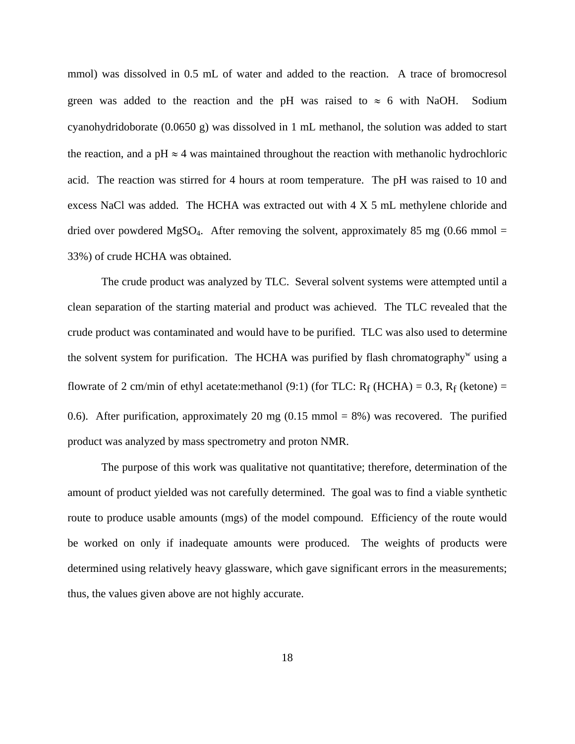mmol) was dissolved in 0.5 mL of water and added to the reaction. A trace of bromocresol green was added to the reaction and the pH was raised to ≈ 6 with NaOH. Sodium cyanohydridoborate (0.0650 g) was dissolved in 1 mL methanol, the solution was added to start the reaction, and a pH ≈ 4 was maintained throughout the reaction with methanolic hydrochloric acid. The reaction was stirred for 4 hours at room temperature. The pH was raised to 10 and excess NaCl was added. The HCHA was extracted out with 4 X 5 mL methylene chloride and dried over powdered $MgSO_4$. After removing the solvent, approximately 85 mg (0.66 mmol = 33%) of crude HCHA was obtained.

The crude product was analyzed by TLC. Several solvent systems were attempted until a clean separation of the starting material and product was achieved. The TLC revealed that the crude product was contaminated and would have to be purified. TLC was also used to determine the solvent system for purification. The HCHA was purified by flash chromatography[w] using a flowrate of 2 cm/min of ethyl acetate:methanol (9:1) (for TLC: $R_f$ (HCHA) = 0.3, $R_f$ (ketone) = 0.6). After purification, approximately 20 mg (0.15 mmol = 8%) was recovered. The purified product was analyzed by mass spectrometry and proton NMR.

The purpose of this work was qualitative not quantitative; therefore, determination of the amount of product yielded was not carefully determined. The goal was to find a viable synthetic route to produce usable amounts (mgs) of the model compound. Efficiency of the route would be worked on only if inadequate amounts were produced. The weights of products were determined using relatively heavy glassware, which gave significant errors in the measurements; thus, the values given above are not highly accurate.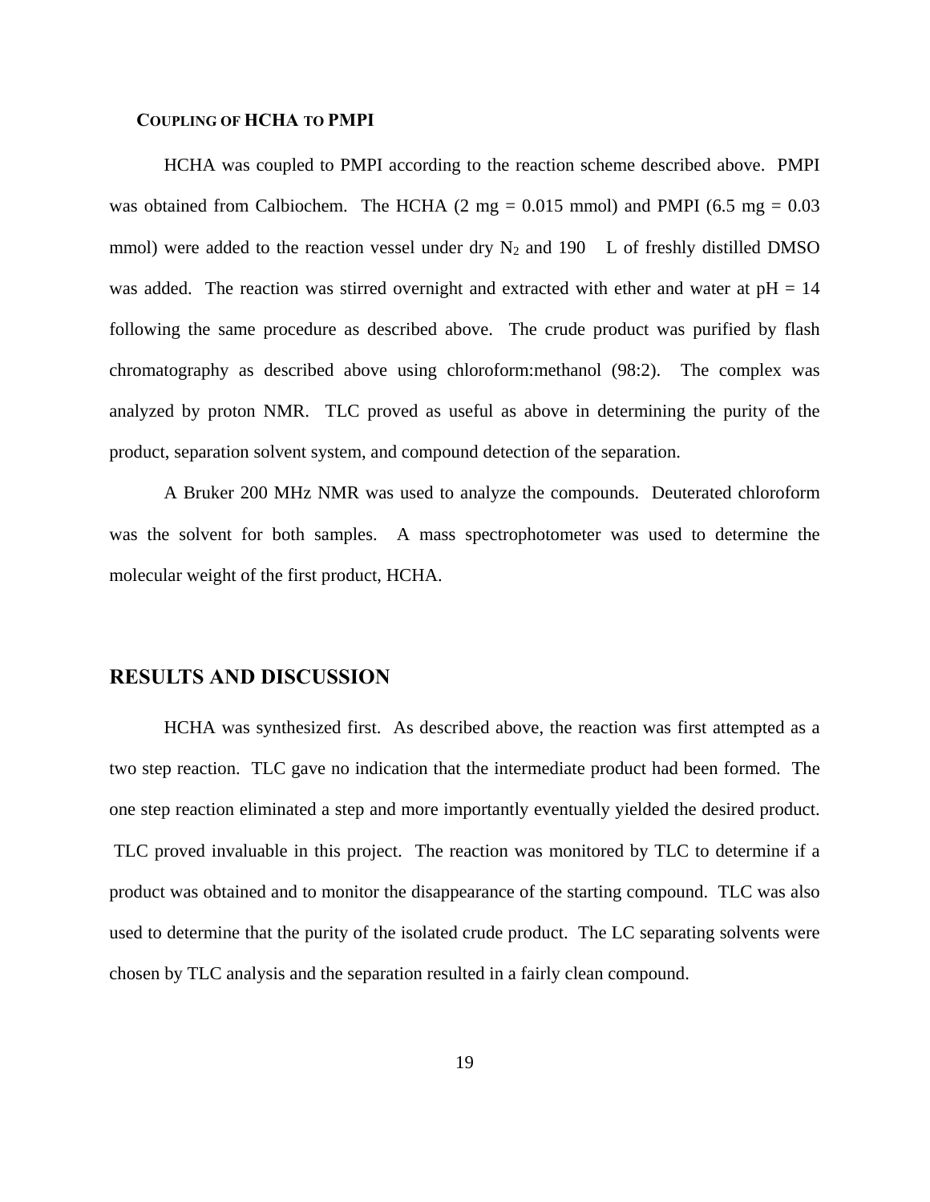### Coupling of HCHA to PMPI

HCHA was coupled to PMPI according to the reaction scheme described above. PMPI was obtained from Calbiochem. The HCHA (2 mg = 0.015 mmol) and PMPI (6.5 mg = 0.03 mmol) were added to the reaction vessel under dry $N_2$ and 190 L of freshly distilled DMSO was added. The reaction was stirred overnight and extracted with ether and water at pH = 14 following the same procedure as described above. The crude product was purified by flash chromatography as described above using chloroform:methanol (98:2). The complex was analyzed by proton NMR. TLC proved as useful as above in determining the purity of the product, separation solvent system, and compound detection of the separation.

A Bruker 200 MHz NMR was used to analyze the compounds. Deuterated chloroform was the solvent for both samples. A mass spectrophotometer was used to determine the molecular weight of the first product, HCHA.

## RESULTS AND DISCUSSION

HCHA was synthesized first. As described above, the reaction was first attempted as a two step reaction. TLC gave no indication that the intermediate product had been formed. The one step reaction eliminated a step and more importantly eventually yielded the desired product. TLC proved invaluable in this project. The reaction was monitored by TLC to determine if a product was obtained and to monitor the disappearance of the starting compound. TLC was also used to determine that the purity of the isolated crude product. The LC separating solvents were chosen by TLC analysis and the separation resulted in a fairly clean compound.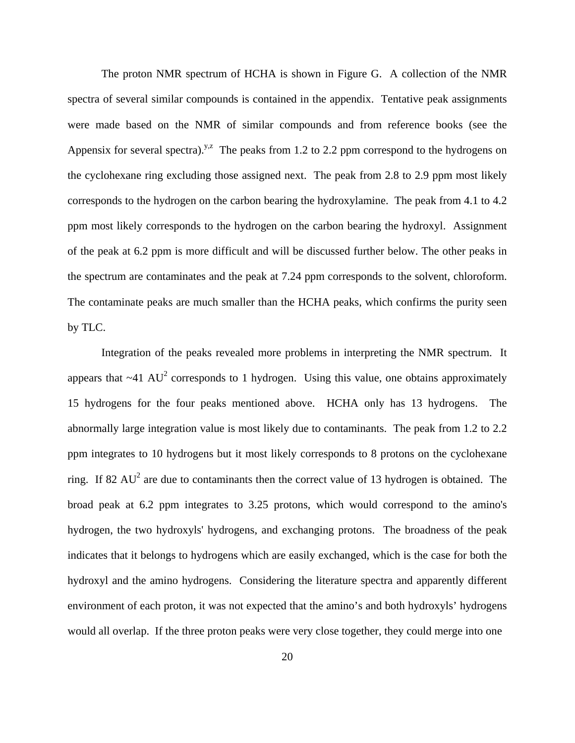The proton NMR spectrum of HCHA is shown in Figure G. A collection of the NMR spectra of several similar compounds is contained in the appendix. Tentative peak assignments were made based on the NMR of similar compounds and from reference books (see the Appensix for several spectra).[y,z] The peaks from 1.2 to 2.2 ppm correspond to the hydrogens on the cyclohexane ring excluding those assigned next. The peak from 2.8 to 2.9 ppm most likely corresponds to the hydrogen on the carbon bearing the hydroxylamine. The peak from 4.1 to 4.2 ppm most likely corresponds to the hydrogen on the carbon bearing the hydroxyl. Assignment of the peak at 6.2 ppm is more difficult and will be discussed further below. The other peaks in the spectrum are contaminates and the peak at 7.24 ppm corresponds to the solvent, chloroform. The contaminate peaks are much smaller than the HCHA peaks, which confirms the purity seen by TLC.

Integration of the peaks revealed more problems in interpreting the NMR spectrum. It appears that ~41 $AU^2$ corresponds to 1 hydrogen. Using this value, one obtains approximately 15 hydrogens for the four peaks mentioned above. HCHA only has 13 hydrogens. The abnormally large integration value is most likely due to contaminants. The peak from 1.2 to 2.2 ppm integrates to 10 hydrogens but it most likely corresponds to 8 protons on the cyclohexane ring. If 82 $AU^2$ are due to contaminants then the correct value of 13 hydrogen is obtained. The broad peak at 6.2 ppm integrates to 3.25 protons, which would correspond to the amino's hydrogen, the two hydroxyls' hydrogens, and exchanging protons. The broadness of the peak indicates that it belongs to hydrogens which are easily exchanged, which is the case for both the hydroxyl and the amino hydrogens. Considering the literature spectra and apparently different environment of each proton, it was not expected that the amino's and both hydroxyls' hydrogens would all overlap. If the three proton peaks were very close together, they could merge into one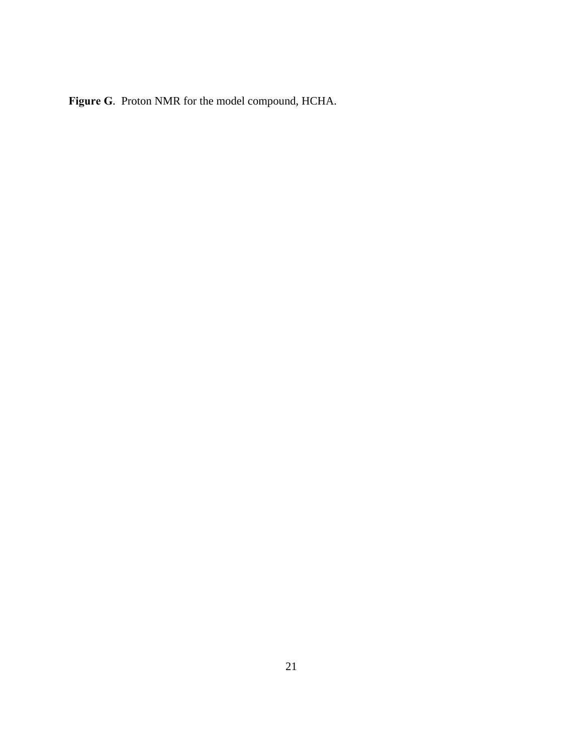**Figure G**. Proton NMR for the model compound, HCHA.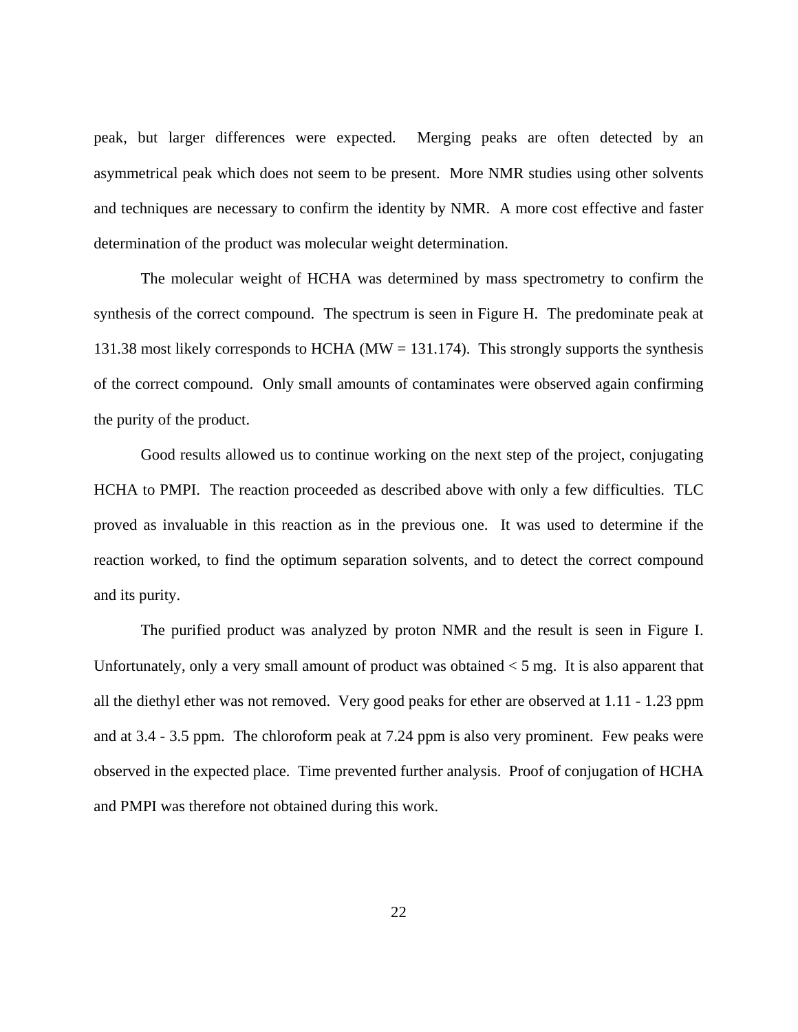peak, but larger differences were expected. Merging peaks are often detected by an asymmetrical peak which does not seem to be present. More NMR studies using other solvents and techniques are necessary to confirm the identity by NMR. A more cost effective and faster determination of the product was molecular weight determination.

The molecular weight of HCHA was determined by mass spectrometry to confirm the synthesis of the correct compound. The spectrum is seen in Figure H. The predominate peak at 131.38 most likely corresponds to HCHA (MW = 131.174). This strongly supports the synthesis of the correct compound. Only small amounts of contaminates were observed again confirming the purity of the product.

Good results allowed us to continue working on the next step of the project, conjugating HCHA to PMPI. The reaction proceeded as described above with only a few difficulties. TLC proved as invaluable in this reaction as in the previous one. It was used to determine if the reaction worked, to find the optimum separation solvents, and to detect the correct compound and its purity.

The purified product was analyzed by proton NMR and the result is seen in Figure I. Unfortunately, only a very small amount of product was obtained < 5 mg. It is also apparent that all the diethyl ether was not removed. Very good peaks for ether are observed at 1.11 - 1.23 ppm and at 3.4 - 3.5 ppm. The chloroform peak at 7.24 ppm is also very prominent. Few peaks were observed in the expected place. Time prevented further analysis. Proof of conjugation of HCHA and PMPI was therefore not obtained during this work.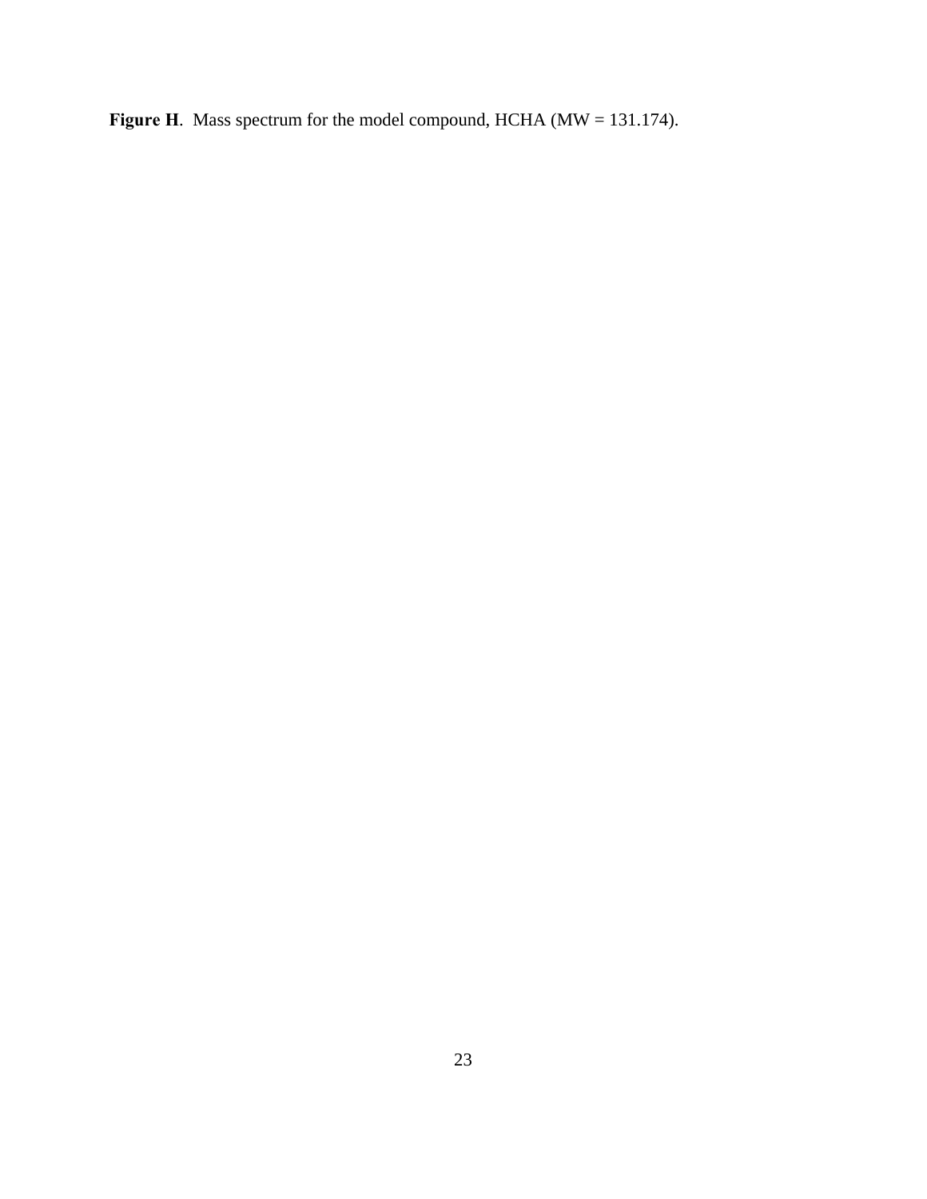**Figure H**. Mass spectrum for the model compound, HCHA (MW = 131.174).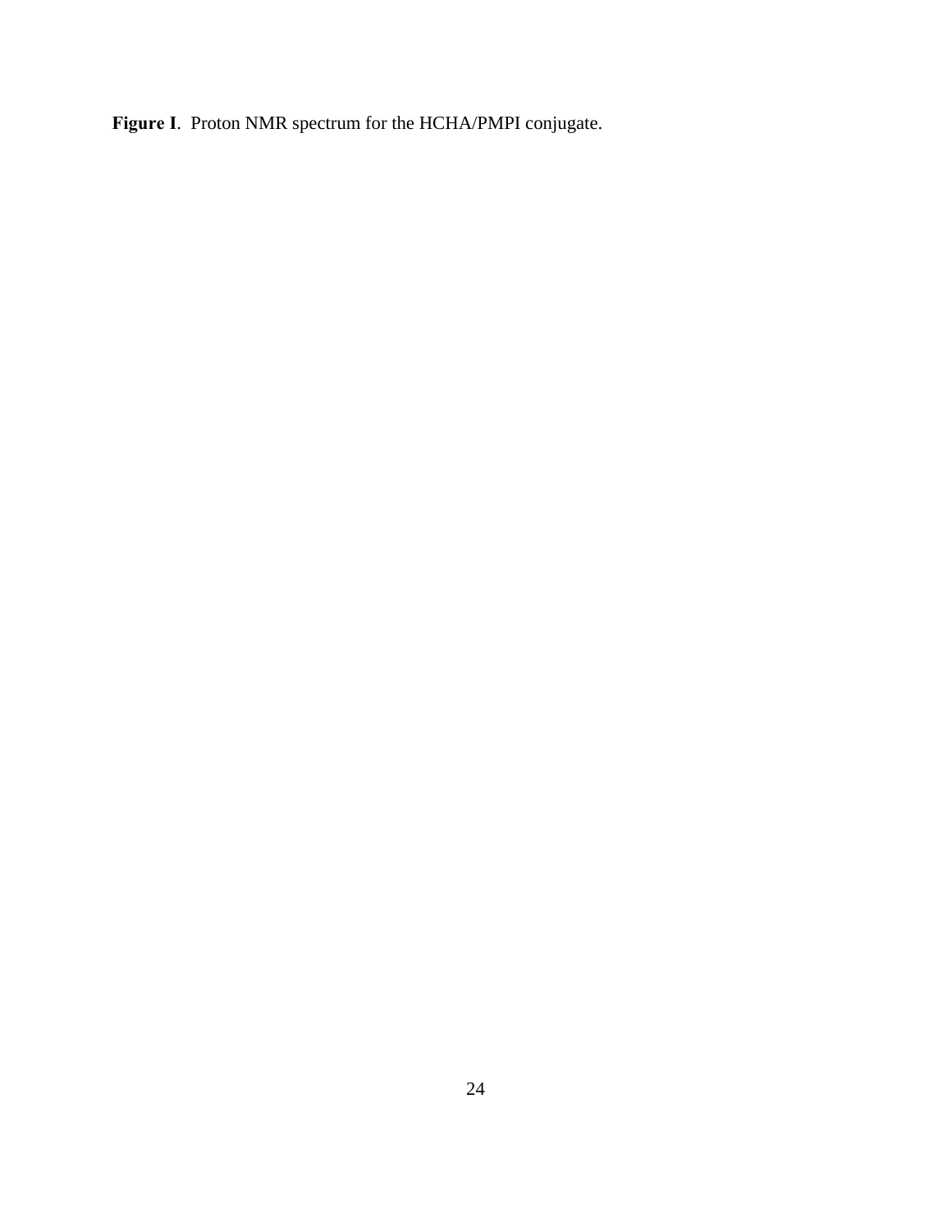**Figure I**. Proton NMR spectrum for the HCHA/PMPI conjugate.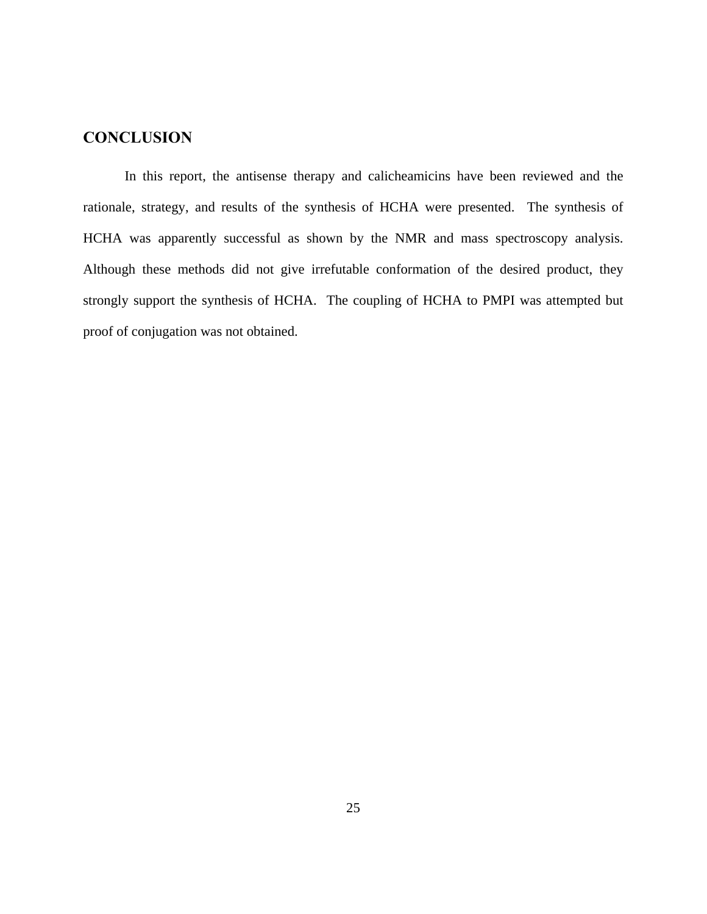## CONCLUSION

In this report, the antisense therapy and calicheamicins have been reviewed and the rationale, strategy, and results of the synthesis of HCHA were presented. The synthesis of HCHA was apparently successful as shown by the NMR and mass spectroscopy analysis. Although these methods did not give irrefutable conformation of the desired product, they strongly support the synthesis of HCHA. The coupling of HCHA to PMPI was attempted but proof of conjugation was not obtained.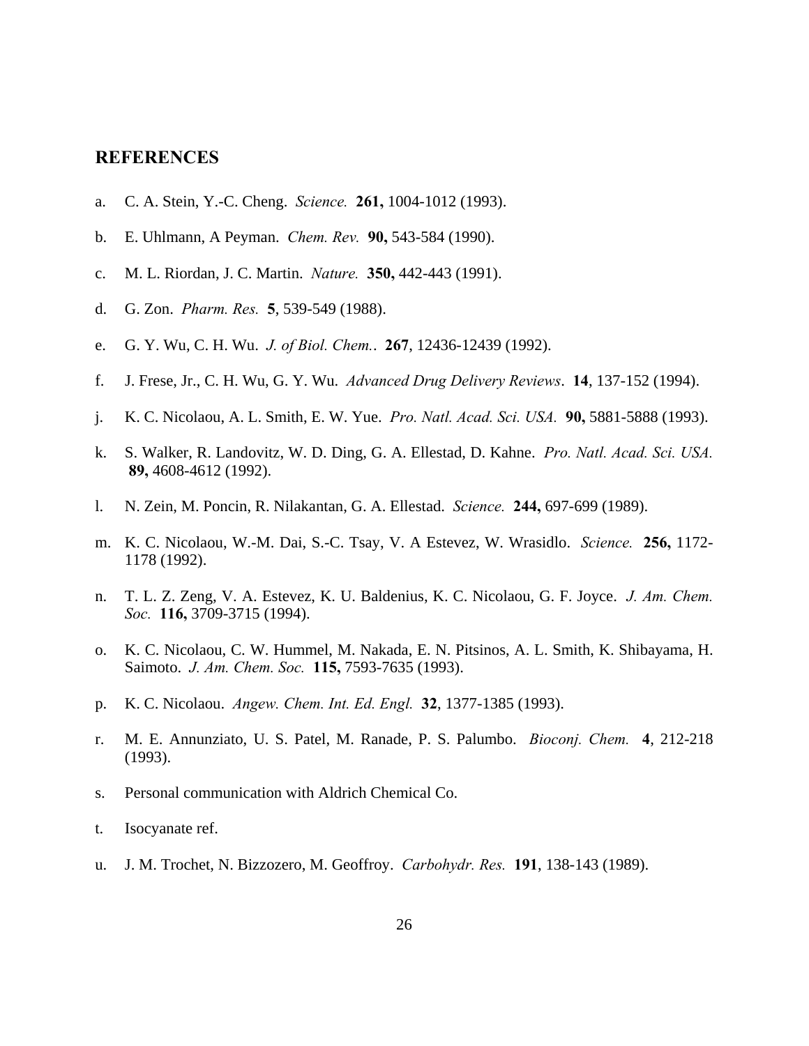## REFERENCES

a. C. A. Stein, Y.-C. Cheng. *Science.* **261,** 1004-1012 (1993).

b. E. Uhlmann, A Peyman. *Chem. Rev.* **90,** 543-584 (1990).

c. M. L. Riordan, J. C. Martin. *Nature.* **350,** 442-443 (1991).

d. G. Zon. *Pharm. Res.* **5**, 539-549 (1988).

e. G. Y. Wu, C. H. Wu. *J. of Biol. Chem.*. **267**, 12436-12439 (1992).

f. J. Frese, Jr., C. H. Wu, G. Y. Wu. *Advanced Drug Delivery Reviews*. **14**, 137-152 (1994).

j. K. C. Nicolaou, A. L. Smith, E. W. Yue. *Pro. Natl. Acad. Sci. USA.* **90,** 5881-5888 (1993).

k. S. Walker, R. Landovitz, W. D. Ding, G. A. Ellestad, D. Kahne. *Pro. Natl. Acad. Sci. USA.* **89,** 4608-4612 (1992).

l. N. Zein, M. Poncin, R. Nilakantan, G. A. Ellestad. *Science.* **244,** 697-699 (1989).

m. K. C. Nicolaou, W.-M. Dai, S.-C. Tsay, V. A Estevez, W. Wrasidlo. *Science.* **256,** 1172-1178 (1992).

n. T. L. Z. Zeng, V. A. Estevez, K. U. Baldenius, K. C. Nicolaou, G. F. Joyce. *J. Am. Chem. Soc.* **116,** 3709-3715 (1994).

o. K. C. Nicolaou, C. W. Hummel, M. Nakada, E. N. Pitsinos, A. L. Smith, K. Shibayama, H. Saimoto. *J. Am. Chem. Soc.* **115,** 7593-7635 (1993).

p. K. C. Nicolaou. *Angew. Chem. Int. Ed. Engl.* **32**, 1377-1385 (1993).

r. M. E. Annunziato, U. S. Patel, M. Ranade, P. S. Palumbo. *Bioconj. Chem.* **4**, 212-218 (1993).

s. Personal communication with Aldrich Chemical Co.

t. Isocyanate ref.

u. J. M. Trochet, N. Bizzozero, M. Geoffroy. *Carbohydr. Res.* **191**, 138-143 (1989).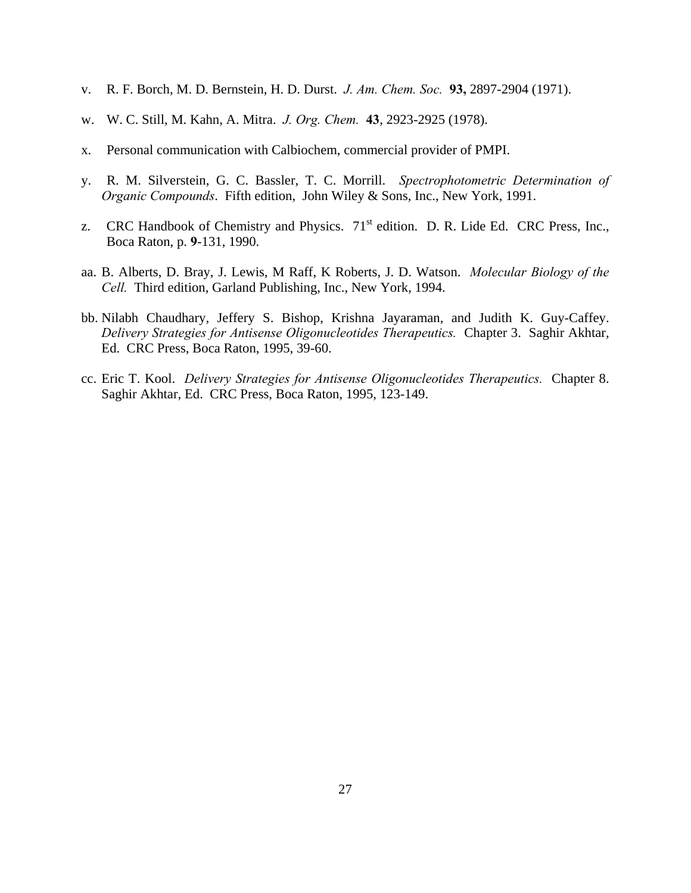v. R. F. Borch, M. D. Bernstein, H. D. Durst. *J. Am. Chem. Soc.* **93,** 2897-2904 (1971).

w. W. C. Still, M. Kahn, A. Mitra. *J. Org. Chem.* **43**, 2923-2925 (1978).

x. Personal communication with Calbiochem, commercial provider of PMPI.

y. R. M. Silverstein, G. C. Bassler, T. C. Morrill. *Spectrophotometric Determination of Organic Compounds*. Fifth edition, John Wiley & Sons, Inc., New York, 1991.

z. CRC Handbook of Chemistry and Physics. 71st edition. D. R. Lide Ed. CRC Press, Inc., Boca Raton, p. **9**-131, 1990.

aa. B. Alberts, D. Bray, J. Lewis, M Raff, K Roberts, J. D. Watson. *Molecular Biology of the Cell.* Third edition, Garland Publishing, Inc., New York, 1994.

bb. Nilabh Chaudhary, Jeffery S. Bishop, Krishna Jayaraman, and Judith K. Guy-Caffey. *Delivery Strategies for Antisense Oligonucleotides Therapeutics.* Chapter 3. Saghir Akhtar, Ed. CRC Press, Boca Raton, 1995, 39-60.

cc. Eric T. Kool. *Delivery Strategies for Antisense Oligonucleotides Therapeutics.* Chapter 8. Saghir Akhtar, Ed. CRC Press, Boca Raton, 1995, 123-149.